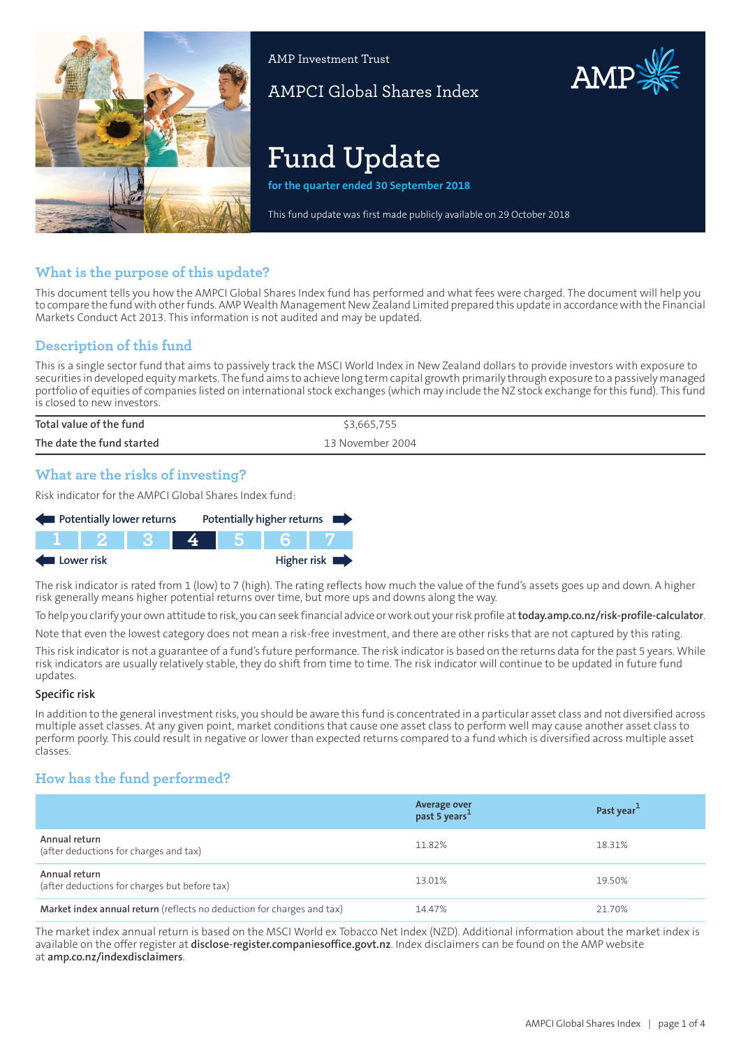AMP Investment Trust

# AMPCI Global Shares Index

## Fund Update

**for the quarter ended 30 September 2018**

This fund update was first made publicly available on 29 October 2018

## What is the purpose of this update?

This document tells you how the AMPCI Global Shares Index fund has performed and what fees were charged. The document will help you to compare the fund with other funds. AMP Wealth Management New Zealand Limited prepared this update in accordance with the Financial Markets Conduct Act 2013. This information is not audited and may be updated.

## Description of this fund

This is a single sector fund that aims to passively track the MSCI World Index in New Zealand dollars to provide investors with exposure to securities in developed equity markets. The fund aims to achieve long term capital growth primarily through exposure to a passively managed portfolio of equities of companies listed on international stock exchanges (which may include the NZ stock exchange for this fund). This fund is closed to new investors.

| | |
|---|---|
| Total value of the fund | $3,665,755 |
| The date the fund started | 13 November 2004 |

## What are the risks of investing?

Risk indicator for the AMPCI Global Shares Index fund:

Potentially lower returns — Potentially higher returns

| 1 | 2 | 3 | **4** | 5 | 6 | 7 |
|---|---|---|---|---|---|---|

Lower risk — Higher risk

The risk indicator is rated from 1 (low) to 7 (high). The rating reflects how much the value of the fund's assets goes up and down. A higher risk generally means higher potential returns over time, but more ups and downs along the way.

To help you clarify your own attitude to risk, you can seek financial advice or work out your risk profile at **today.amp.co.nz/risk-profile-calculator**.

Note that even the lowest category does not mean a risk-free investment, and there are other risks that are not captured by this rating.

This risk indicator is not a guarantee of a fund's future performance. The risk indicator is based on the returns data for the past 5 years. While risk indicators are usually relatively stable, they do shift from time to time. The risk indicator will continue to be updated in future fund updates.

### Specific risk

In addition to the general investment risks, you should be aware this fund is concentrated in a particular asset class and not diversified across multiple asset classes. At any given point, market conditions that cause one asset class to perform well may cause another asset class to perform poorly. This could result in negative or lower than expected returns compared to a fund which is diversified across multiple asset classes.

## How has the fund performed?

| | Average over past 5 years[1] | Past year[1] |
|---|---|---|
| Annual return (after deductions for charges and tax) | 11.82% | 18.31% |
| Annual return (after deductions for charges but before tax) | 13.01% | 19.50% |
| **Market index annual return** (reflects no deduction for charges and tax) | 14.47% | 21.70% |

The market index annual return is based on the MSCI World ex Tobacco Net Index (NZD). Additional information about the market index is available on the offer register at **disclose-register.companiesoffice.govt.nz**. Index disclaimers can be found on the AMP website at **amp.co.nz/indexdisclaimers**.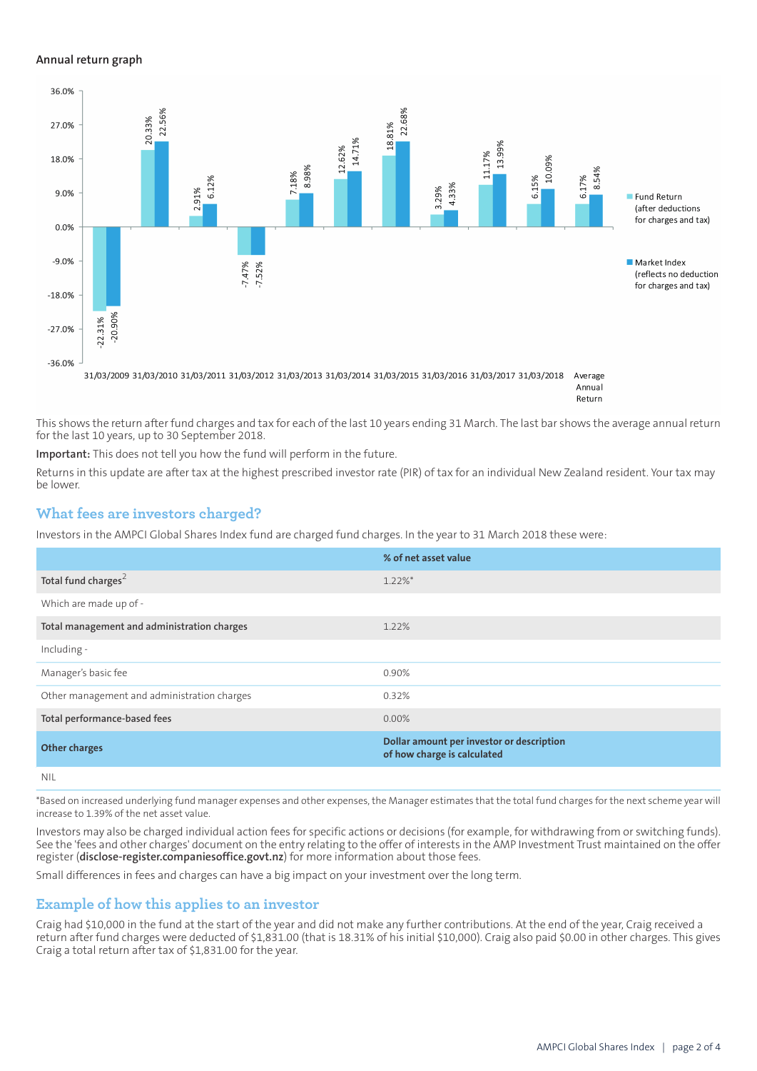### Annual return graph

| Year | Fund Return (after deductions for charges and tax) | Market Index (reflects no deduction for charges and tax) |
|---|---|---|
| 31/03/2009 | -22.31% | -20.90% |
| 31/03/2010 | 20.33% | 22.56% |
| 31/03/2011 | 2.91% | 6.12% |
| 31/03/2012 | -7.47% | -7.52% |
| 31/03/2013 | 7.18% | 8.98% |
| 31/03/2014 | 12.62% | 14.71% |
| 31/03/2015 | 18.81% | 22.68% |
| 31/03/2016 | 3.29% | 4.33% |
| 31/03/2017 | 11.17% | 13.99% |
| 31/03/2018 | 6.15% | 10.09% |
| Average Annual Return | 6.17% | 8.54% |

This shows the return after fund charges and tax for each of the last 10 years ending 31 March. The last bar shows the average annual return for the last 10 years, up to 30 September 2018.

**Important:** This does not tell you how the fund will perform in the future.

Returns in this update are after tax at the highest prescribed investor rate (PIR) of tax for an individual New Zealand resident. Your tax may be lower.

## What fees are investors charged?

Investors in the AMPCI Global Shares Index fund are charged fund charges. In the year to 31 March 2018 these were:

| | % of net asset value |
|---|---|
| **Total fund charges**[2] | 1.22%* |
| Which are made up of - | |
| **Total management and administration charges** | 1.22% |
| Including - | |
| Manager's basic fee | 0.90% |
| Other management and administration charges | 0.32% |
| **Total performance-based fees** | 0.00% |
| **Other charges** | **Dollar amount per investor or description of how charge is calculated** |
| NIL | |

*Based on increased underlying fund manager expenses and other expenses, the Manager estimates that the total fund charges for the next scheme year will increase to 1.39% of the net asset value.

Investors may also be charged individual action fees for specific actions or decisions (for example, for withdrawing from or switching funds). See the 'fees and other charges' document on the entry relating to the offer of interests in the AMP Investment Trust maintained on the offer register (**disclose-register.companiesoffice.govt.nz**) for more information about those fees.

Small differences in fees and charges can have a big impact on your investment over the long term.

## Example of how this applies to an investor

Craig had $10,000 in the fund at the start of the year and did not make any further contributions. At the end of the year, Craig received a return after fund charges were deducted of $1,831.00 (that is 18.31% of his initial $10,000). Craig also paid $0.00 in other charges. This gives Craig a total return after tax of $1,831.00 for the year.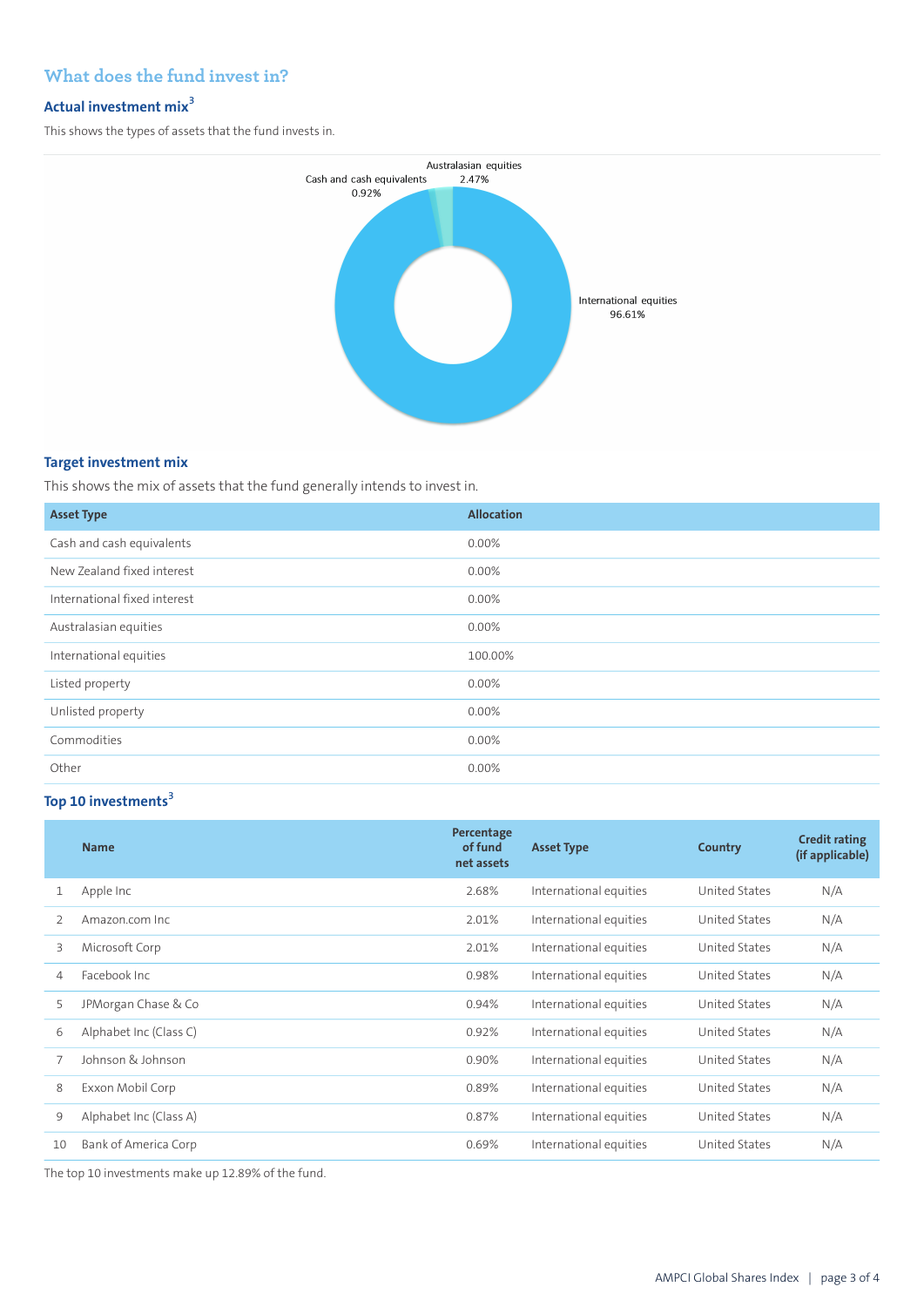## What does the fund invest in?

### Actual investment mix[3]

This shows the types of assets that the fund invests in.

Cash and cash equivalents 0.92%

Australasian equities 2.47%

International equities 96.61%

### Target investment mix

This shows the mix of assets that the fund generally intends to invest in.

| Asset Type | Allocation |
|---|---|
| Cash and cash equivalents | 0.00% |
| New Zealand fixed interest | 0.00% |
| International fixed interest | 0.00% |
| Australasian equities | 0.00% |
| International equities | 100.00% |
| Listed property | 0.00% |
| Unlisted property | 0.00% |
| Commodities | 0.00% |
| Other | 0.00% |

### Top 10 investments[3]

| | Name | Percentage of fund net assets | Asset Type | Country | Credit rating (if applicable) |
|---|---|---|---|---|---|
| 1 | Apple Inc | 2.68% | International equities | United States | N/A |
| 2 | Amazon.com Inc | 2.01% | International equities | United States | N/A |
| 3 | Microsoft Corp | 2.01% | International equities | United States | N/A |
| 4 | Facebook Inc | 0.98% | International equities | United States | N/A |
| 5 | JPMorgan Chase & Co | 0.94% | International equities | United States | N/A |
| 6 | Alphabet Inc (Class C) | 0.92% | International equities | United States | N/A |
| 7 | Johnson & Johnson | 0.90% | International equities | United States | N/A |
| 8 | Exxon Mobil Corp | 0.89% | International equities | United States | N/A |
| 9 | Alphabet Inc (Class A) | 0.87% | International equities | United States | N/A |
| 10 | Bank of America Corp | 0.69% | International equities | United States | N/A |

The top 10 investments make up 12.89% of the fund.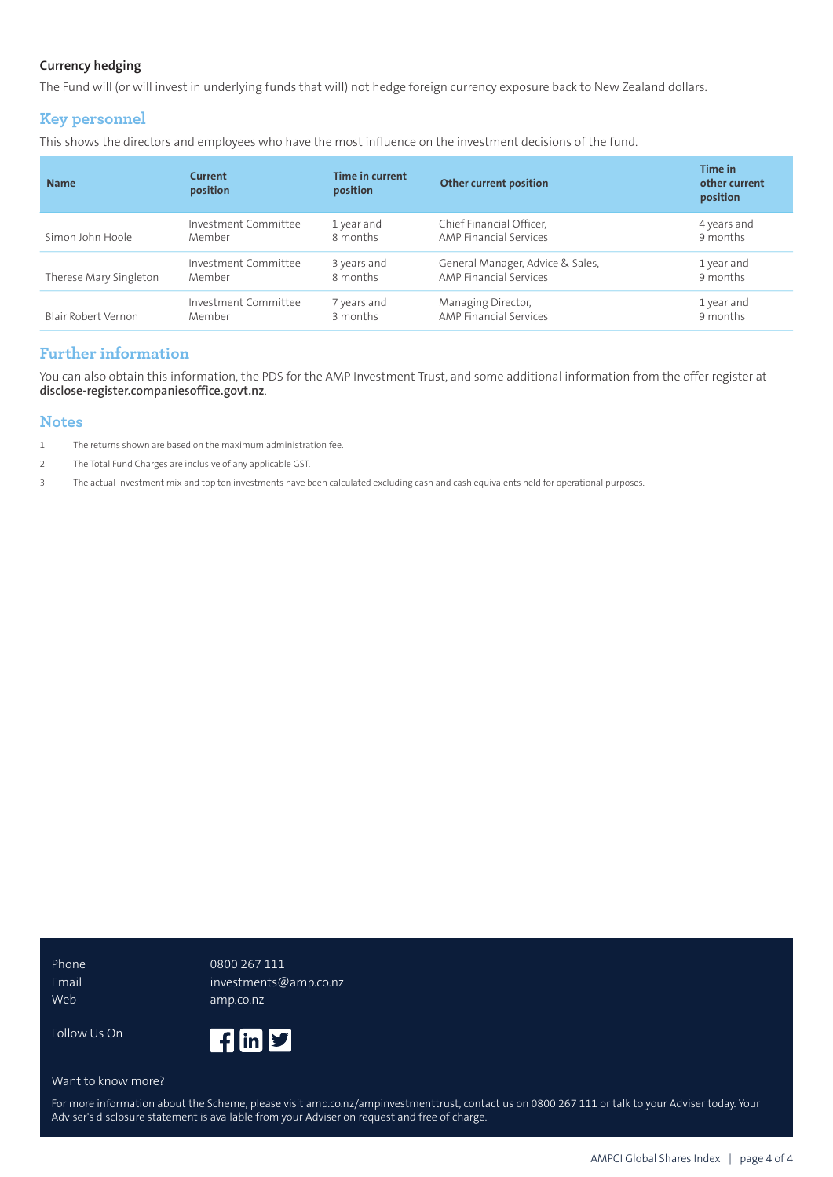**Currency hedging**

The Fund will (or will invest in underlying funds that will) not hedge foreign currency exposure back to New Zealand dollars.

## Key personnel

This shows the directors and employees who have the most influence on the investment decisions of the fund.

| Name | Current position | Time in current position | Other current position | Time in other current position |
|---|---|---|---|---|
| Simon John Hoole | Investment Committee Member | 1 year and 8 months | Chief Financial Officer, AMP Financial Services | 4 years and 9 months |
| Therese Mary Singleton | Investment Committee Member | 3 years and 8 months | General Manager, Advice & Sales, AMP Financial Services | 1 year and 9 months |
| Blair Robert Vernon | Investment Committee Member | 7 years and 3 months | Managing Director, AMP Financial Services | 1 year and 9 months |

## Further information

You can also obtain this information, the PDS for the AMP Investment Trust, and some additional information from the offer register at **disclose-register.companiesoffice.govt.nz**.

## Notes

1. The returns shown are based on the maximum administration fee.
2. The Total Fund Charges are inclusive of any applicable GST.
3. The actual investment mix and top ten investments have been calculated excluding cash and cash equivalents held for operational purposes.

Phone 0800 267 111
Email investments@amp.co.nz
Web amp.co.nz

Follow Us On

Want to know more?

For more information about the Scheme, please visit amp.co.nz/ampinvestmenttrust, contact us on 0800 267 111 or talk to your Adviser today. Your Adviser's disclosure statement is available from your Adviser on request and free of charge.